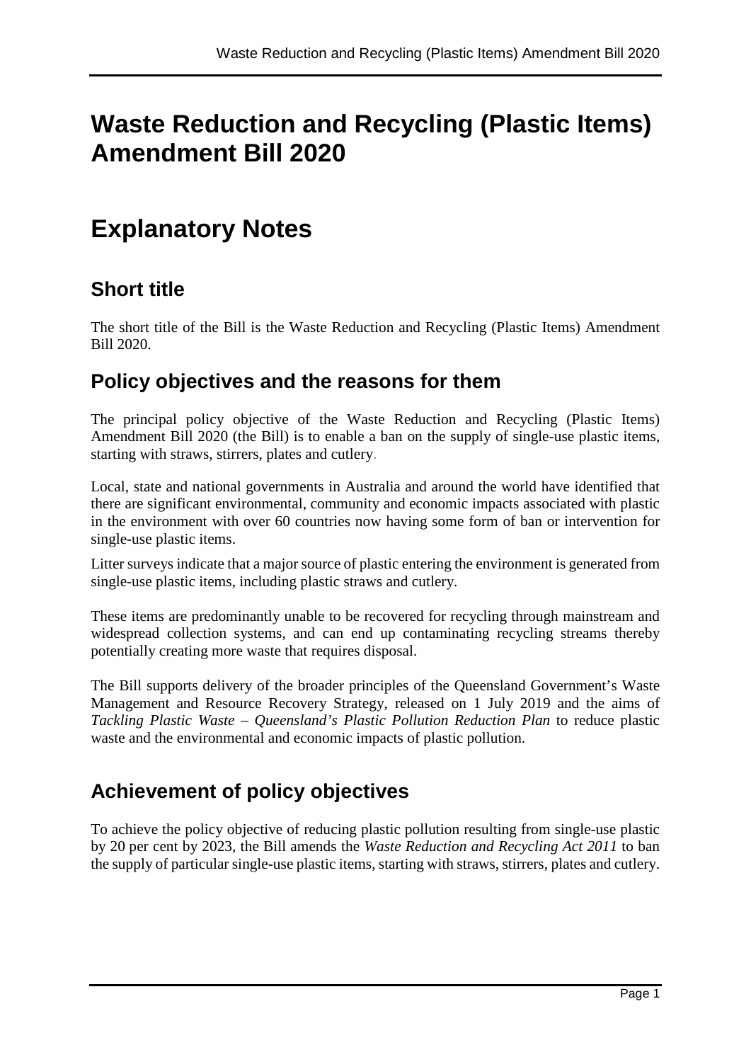# Waste Reduction and Recycling (Plastic Items) Amendment Bill 2020

# Explanatory Notes

## Short title

The short title of the Bill is the Waste Reduction and Recycling (Plastic Items) Amendment Bill 2020.

## Policy objectives and the reasons for them

The principal policy objective of the Waste Reduction and Recycling (Plastic Items) Amendment Bill 2020 (the Bill) is to enable a ban on the supply of single-use plastic items, starting with straws, stirrers, plates and cutlery.

Local, state and national governments in Australia and around the world have identified that there are significant environmental, community and economic impacts associated with plastic in the environment with over 60 countries now having some form of ban or intervention for single-use plastic items.

Litter surveys indicate that a major source of plastic entering the environment is generated from single-use plastic items, including plastic straws and cutlery.

These items are predominantly unable to be recovered for recycling through mainstream and widespread collection systems, and can end up contaminating recycling streams thereby potentially creating more waste that requires disposal.

The Bill supports delivery of the broader principles of the Queensland Government's Waste Management and Resource Recovery Strategy, released on 1 July 2019 and the aims of *Tackling Plastic Waste – Queensland's Plastic Pollution Reduction Plan* to reduce plastic waste and the environmental and economic impacts of plastic pollution.

## Achievement of policy objectives

To achieve the policy objective of reducing plastic pollution resulting from single-use plastic by 20 per cent by 2023, the Bill amends the *Waste Reduction and Recycling Act 2011* to ban the supply of particular single-use plastic items, starting with straws, stirrers, plates and cutlery.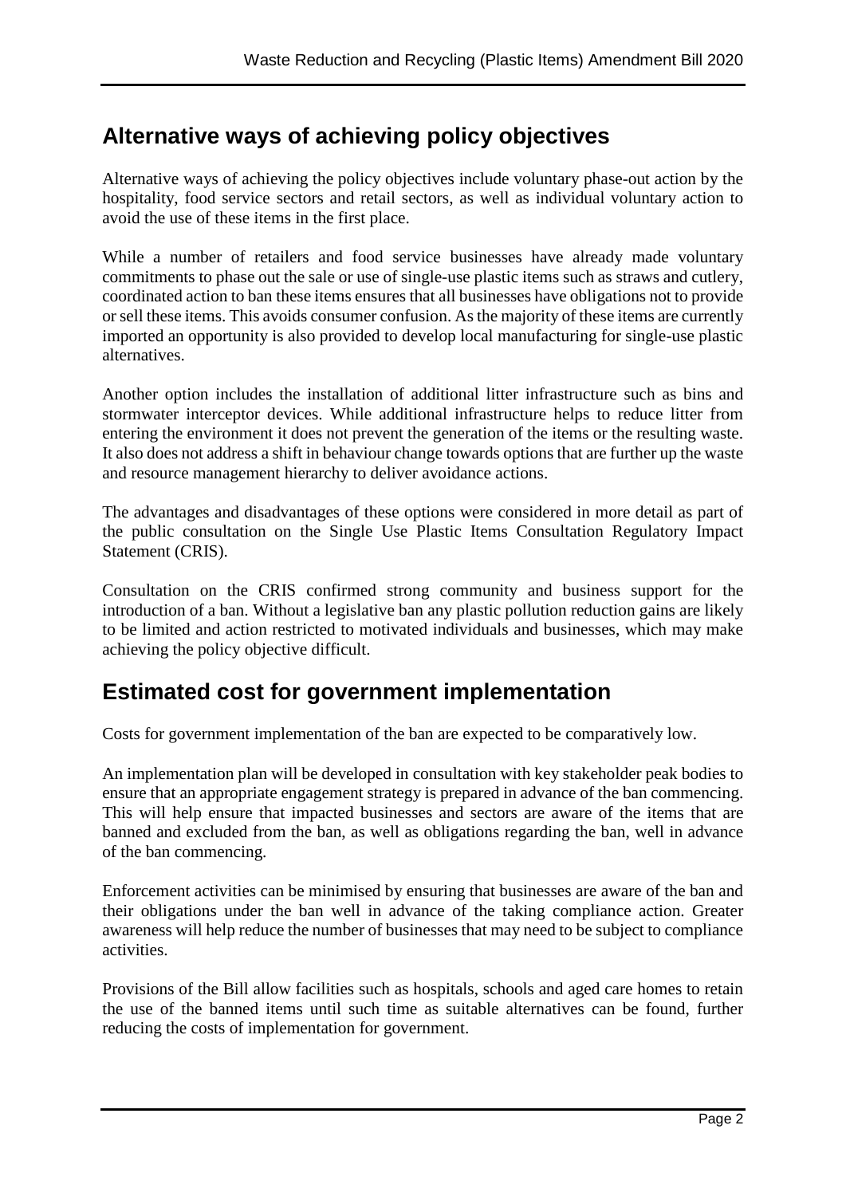## Alternative ways of achieving policy objectives

Alternative ways of achieving the policy objectives include voluntary phase-out action by the hospitality, food service sectors and retail sectors, as well as individual voluntary action to avoid the use of these items in the first place.

While a number of retailers and food service businesses have already made voluntary commitments to phase out the sale or use of single-use plastic items such as straws and cutlery, coordinated action to ban these items ensures that all businesses have obligations not to provide or sell these items. This avoids consumer confusion. As the majority of these items are currently imported an opportunity is also provided to develop local manufacturing for single-use plastic alternatives.

Another option includes the installation of additional litter infrastructure such as bins and stormwater interceptor devices. While additional infrastructure helps to reduce litter from entering the environment it does not prevent the generation of the items or the resulting waste. It also does not address a shift in behaviour change towards options that are further up the waste and resource management hierarchy to deliver avoidance actions.

The advantages and disadvantages of these options were considered in more detail as part of the public consultation on the Single Use Plastic Items Consultation Regulatory Impact Statement (CRIS).

Consultation on the CRIS confirmed strong community and business support for the introduction of a ban. Without a legislative ban any plastic pollution reduction gains are likely to be limited and action restricted to motivated individuals and businesses, which may make achieving the policy objective difficult.

## Estimated cost for government implementation

Costs for government implementation of the ban are expected to be comparatively low.

An implementation plan will be developed in consultation with key stakeholder peak bodies to ensure that an appropriate engagement strategy is prepared in advance of the ban commencing. This will help ensure that impacted businesses and sectors are aware of the items that are banned and excluded from the ban, as well as obligations regarding the ban, well in advance of the ban commencing.

Enforcement activities can be minimised by ensuring that businesses are aware of the ban and their obligations under the ban well in advance of the taking compliance action. Greater awareness will help reduce the number of businesses that may need to be subject to compliance activities.

Provisions of the Bill allow facilities such as hospitals, schools and aged care homes to retain the use of the banned items until such time as suitable alternatives can be found, further reducing the costs of implementation for government.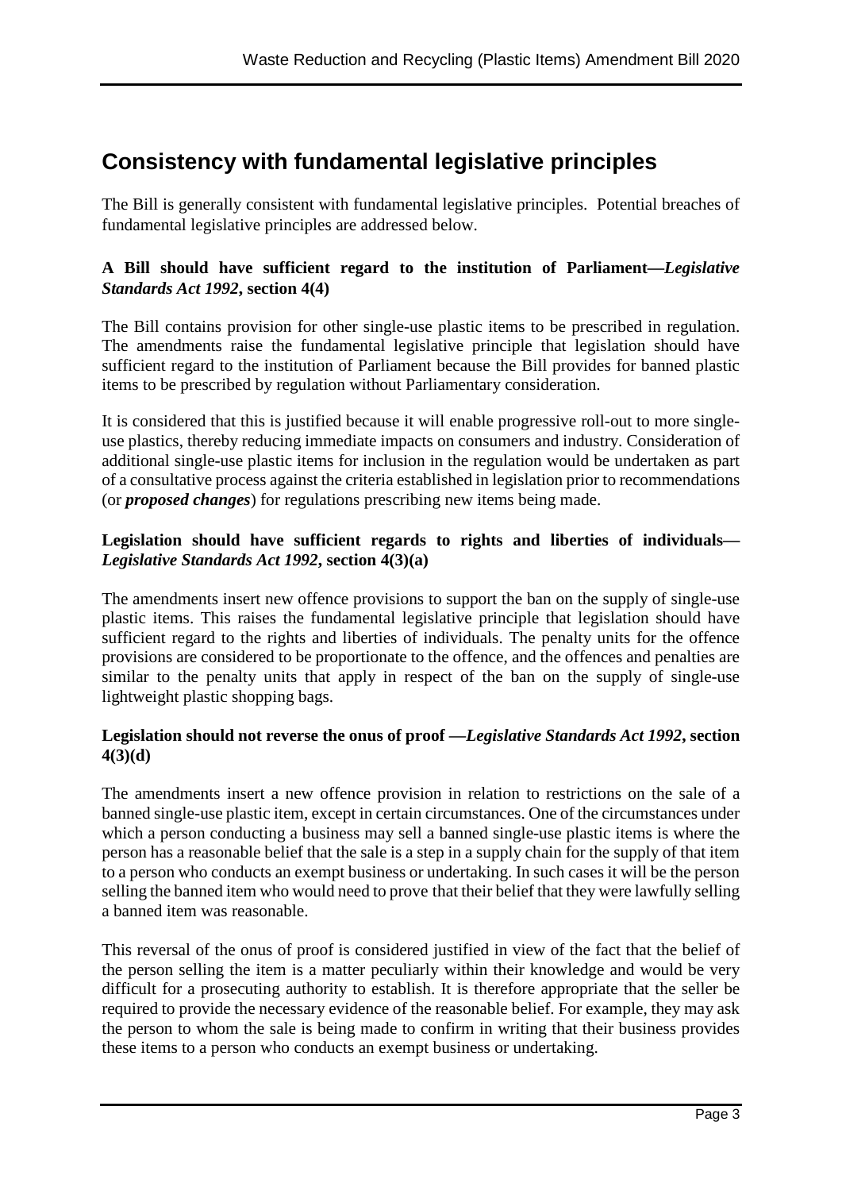## Consistency with fundamental legislative principles

The Bill is generally consistent with fundamental legislative principles. Potential breaches of fundamental legislative principles are addressed below.

**A Bill should have sufficient regard to the institution of Parliament—*Legislative Standards Act 1992*, section 4(4)**

The Bill contains provision for other single-use plastic items to be prescribed in regulation. The amendments raise the fundamental legislative principle that legislation should have sufficient regard to the institution of Parliament because the Bill provides for banned plastic items to be prescribed by regulation without Parliamentary consideration.

It is considered that this is justified because it will enable progressive roll-out to more single-use plastics, thereby reducing immediate impacts on consumers and industry. Consideration of additional single-use plastic items for inclusion in the regulation would be undertaken as part of a consultative process against the criteria established in legislation prior to recommendations (or ***proposed changes***) for regulations prescribing new items being made.

**Legislation should have sufficient regards to rights and liberties of individuals—*Legislative Standards Act 1992*, section 4(3)(a)**

The amendments insert new offence provisions to support the ban on the supply of single-use plastic items. This raises the fundamental legislative principle that legislation should have sufficient regard to the rights and liberties of individuals. The penalty units for the offence provisions are considered to be proportionate to the offence, and the offences and penalties are similar to the penalty units that apply in respect of the ban on the supply of single-use lightweight plastic shopping bags.

**Legislation should not reverse the onus of proof —*Legislative Standards Act 1992*, section 4(3)(d)**

The amendments insert a new offence provision in relation to restrictions on the sale of a banned single-use plastic item, except in certain circumstances. One of the circumstances under which a person conducting a business may sell a banned single-use plastic items is where the person has a reasonable belief that the sale is a step in a supply chain for the supply of that item to a person who conducts an exempt business or undertaking. In such cases it will be the person selling the banned item who would need to prove that their belief that they were lawfully selling a banned item was reasonable.

This reversal of the onus of proof is considered justified in view of the fact that the belief of the person selling the item is a matter peculiarly within their knowledge and would be very difficult for a prosecuting authority to establish. It is therefore appropriate that the seller be required to provide the necessary evidence of the reasonable belief. For example, they may ask the person to whom the sale is being made to confirm in writing that their business provides these items to a person who conducts an exempt business or undertaking.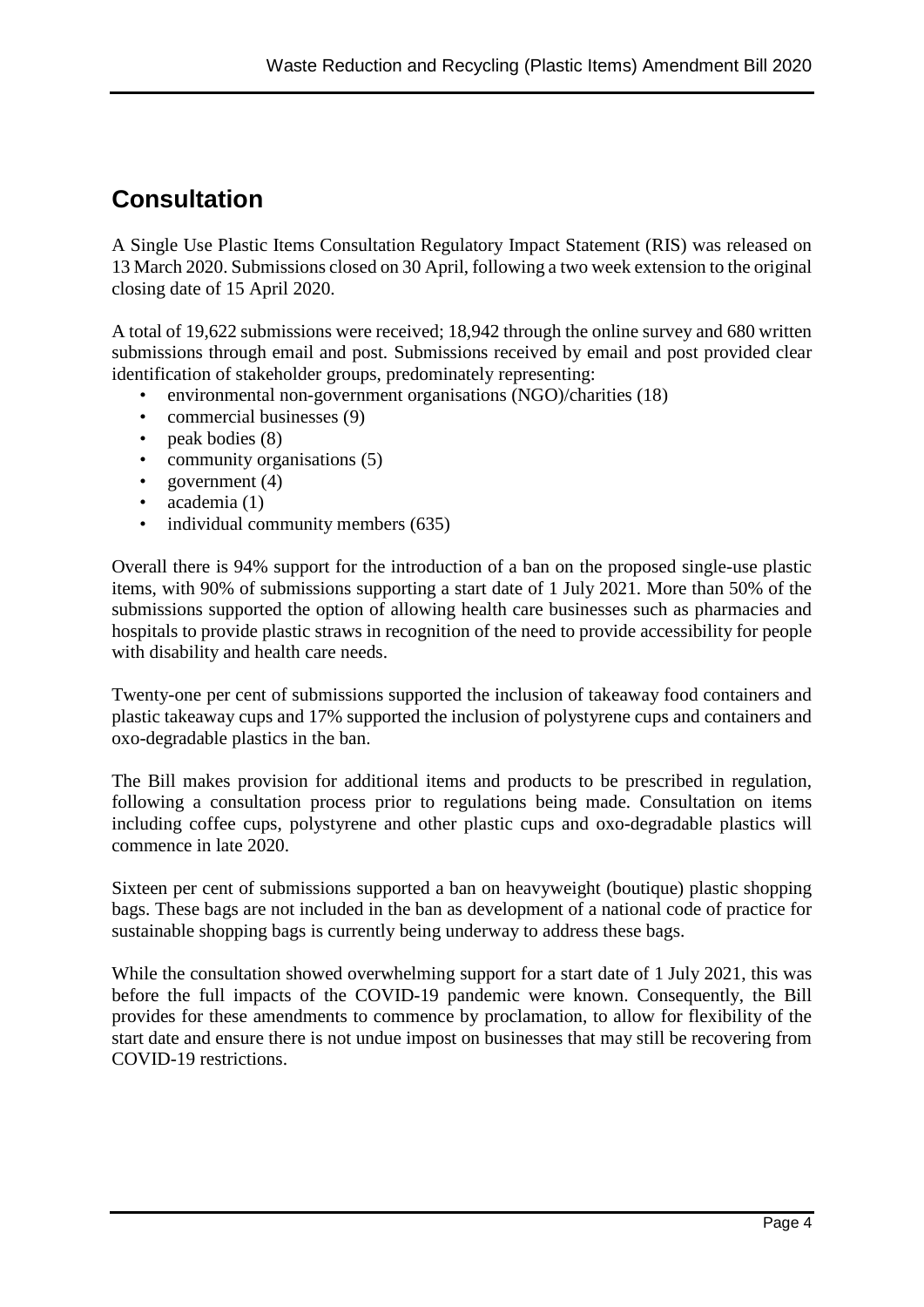## Consultation

A Single Use Plastic Items Consultation Regulatory Impact Statement (RIS) was released on 13 March 2020. Submissions closed on 30 April, following a two week extension to the original closing date of 15 April 2020.

A total of 19,622 submissions were received; 18,942 through the online survey and 680 written submissions through email and post. Submissions received by email and post provided clear identification of stakeholder groups, predominately representing:

- environmental non-government organisations (NGO)/charities (18)
- commercial businesses (9)
- peak bodies (8)
- community organisations (5)
- government (4)
- academia (1)
- individual community members (635)

Overall there is 94% support for the introduction of a ban on the proposed single-use plastic items, with 90% of submissions supporting a start date of 1 July 2021. More than 50% of the submissions supported the option of allowing health care businesses such as pharmacies and hospitals to provide plastic straws in recognition of the need to provide accessibility for people with disability and health care needs.

Twenty-one per cent of submissions supported the inclusion of takeaway food containers and plastic takeaway cups and 17% supported the inclusion of polystyrene cups and containers and oxo-degradable plastics in the ban.

The Bill makes provision for additional items and products to be prescribed in regulation, following a consultation process prior to regulations being made. Consultation on items including coffee cups, polystyrene and other plastic cups and oxo-degradable plastics will commence in late 2020.

Sixteen per cent of submissions supported a ban on heavyweight (boutique) plastic shopping bags. These bags are not included in the ban as development of a national code of practice for sustainable shopping bags is currently being underway to address these bags.

While the consultation showed overwhelming support for a start date of 1 July 2021, this was before the full impacts of the COVID-19 pandemic were known. Consequently, the Bill provides for these amendments to commence by proclamation, to allow for flexibility of the start date and ensure there is not undue impost on businesses that may still be recovering from COVID-19 restrictions.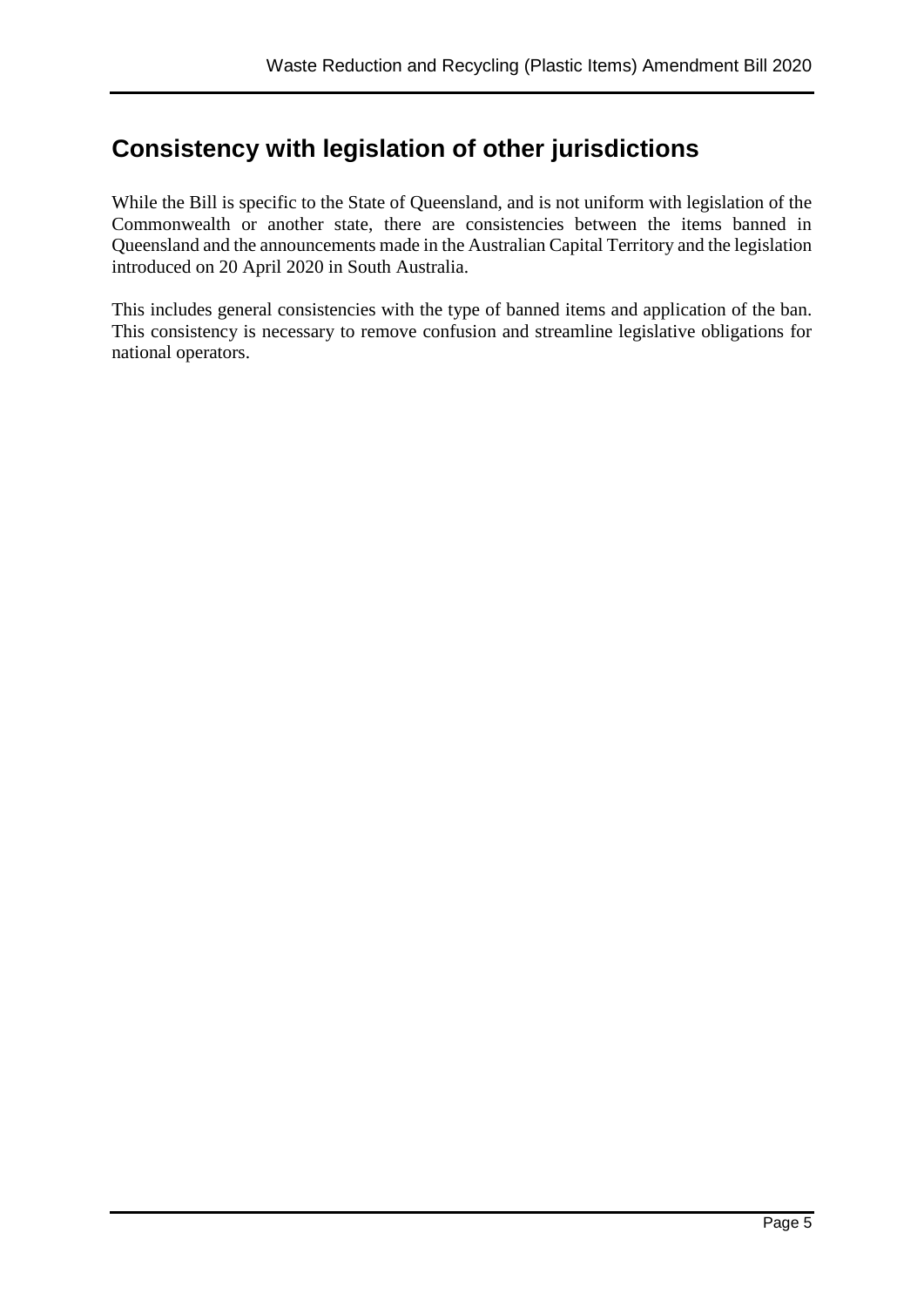## Consistency with legislation of other jurisdictions

While the Bill is specific to the State of Queensland, and is not uniform with legislation of the Commonwealth or another state, there are consistencies between the items banned in Queensland and the announcements made in the Australian Capital Territory and the legislation introduced on 20 April 2020 in South Australia.

This includes general consistencies with the type of banned items and application of the ban. This consistency is necessary to remove confusion and streamline legislative obligations for national operators.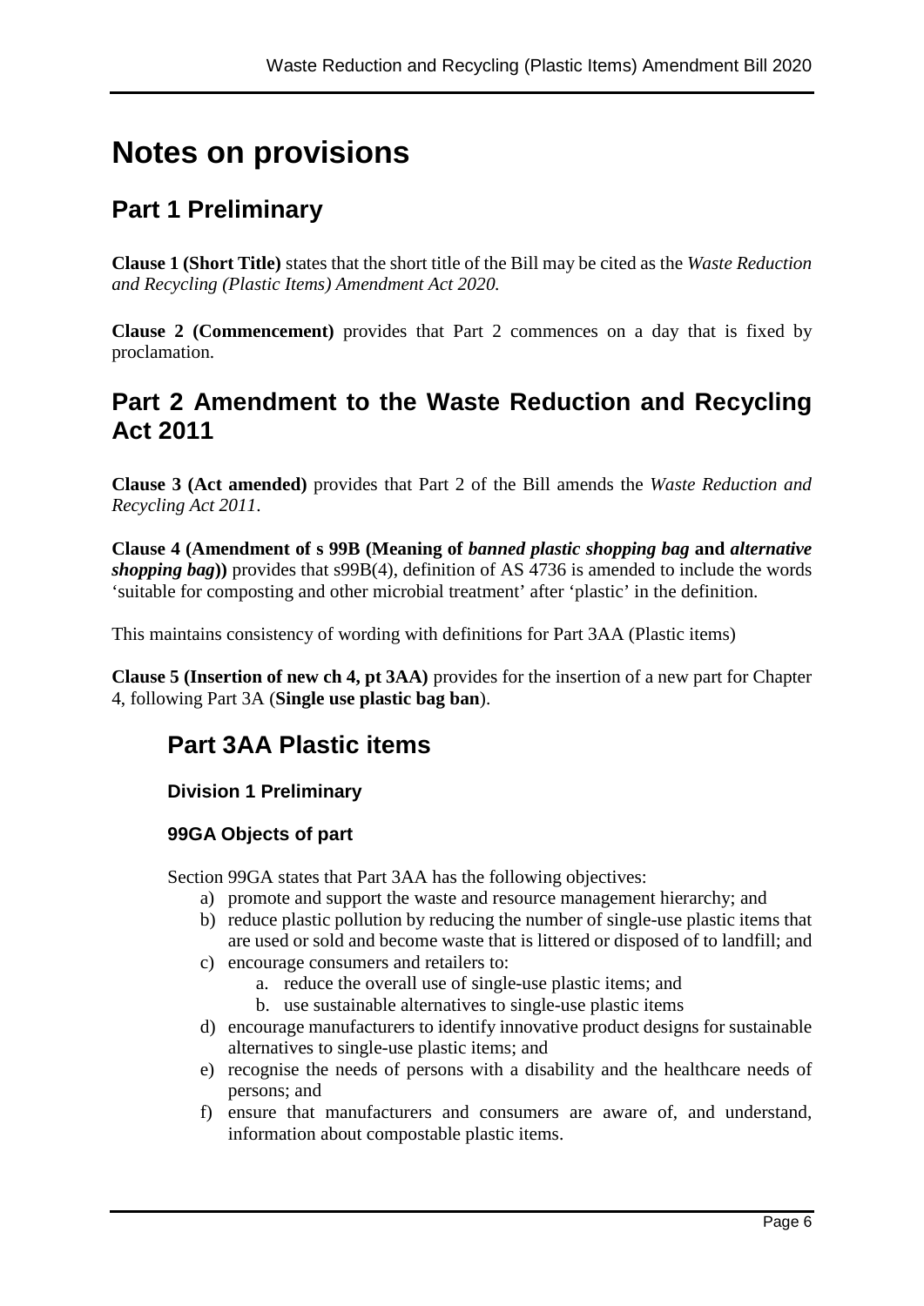# Notes on provisions

## Part 1 Preliminary

**Clause 1 (Short Title)** states that the short title of the Bill may be cited as the *Waste Reduction and Recycling (Plastic Items) Amendment Act 2020.*

**Clause 2 (Commencement)** provides that Part 2 commences on a day that is fixed by proclamation.

## Part 2 Amendment to the Waste Reduction and Recycling Act 2011

**Clause 3 (Act amended)** provides that Part 2 of the Bill amends the *Waste Reduction and Recycling Act 2011*.

**Clause 4 (Amendment of s 99B (Meaning of *banned plastic shopping bag* and *alternative shopping bag*))** provides that s99B(4), definition of AS 4736 is amended to include the words 'suitable for composting and other microbial treatment' after 'plastic' in the definition.

This maintains consistency of wording with definitions for Part 3AA (Plastic items)

**Clause 5 (Insertion of new ch 4, pt 3AA)** provides for the insertion of a new part for Chapter 4, following Part 3A (**Single use plastic bag ban**).

## Part 3AA Plastic items

### Division 1 Preliminary

### 99GA Objects of part

Section 99GA states that Part 3AA has the following objectives:

a) promote and support the waste and resource management hierarchy; and
b) reduce plastic pollution by reducing the number of single-use plastic items that are used or sold and become waste that is littered or disposed of to landfill; and
c) encourage consumers and retailers to:
    a. reduce the overall use of single-use plastic items; and
    b. use sustainable alternatives to single-use plastic items
d) encourage manufacturers to identify innovative product designs for sustainable alternatives to single-use plastic items; and
e) recognise the needs of persons with a disability and the healthcare needs of persons; and
f) ensure that manufacturers and consumers are aware of, and understand, information about compostable plastic items.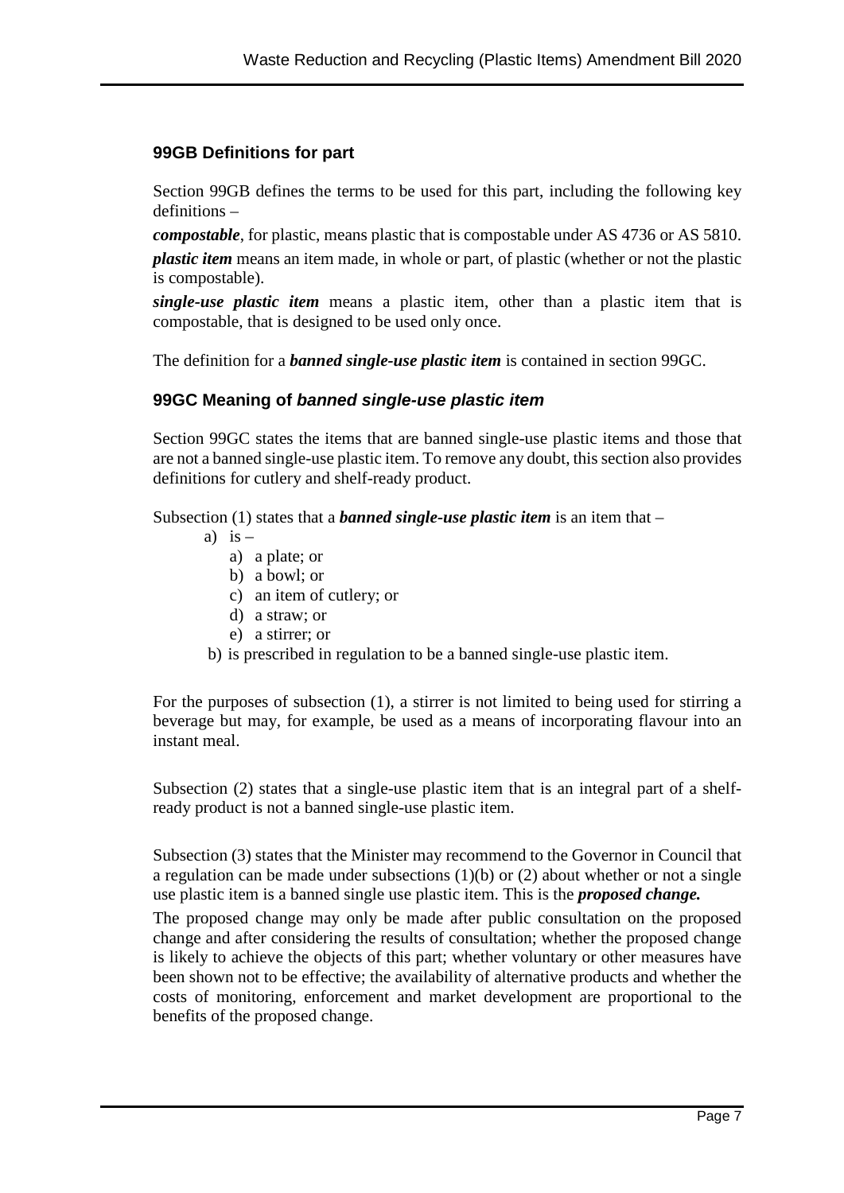### 99GB Definitions for part

Section 99GB defines the terms to be used for this part, including the following key definitions –

***compostable***, for plastic, means plastic that is compostable under AS 4736 or AS 5810.

***plastic item*** means an item made, in whole or part, of plastic (whether or not the plastic is compostable).

***single-use plastic item*** means a plastic item, other than a plastic item that is compostable, that is designed to be used only once.

The definition for a ***banned single-use plastic item*** is contained in section 99GC.

### 99GC Meaning of *banned single-use plastic item*

Section 99GC states the items that are banned single-use plastic items and those that are not a banned single-use plastic item. To remove any doubt, this section also provides definitions for cutlery and shelf-ready product.

Subsection (1) states that a ***banned single-use plastic item*** is an item that –

a) is –
   a) a plate; or
   b) a bowl; or
   c) an item of cutlery; or
   d) a straw; or
   e) a stirrer; or

b) is prescribed in regulation to be a banned single-use plastic item.

For the purposes of subsection (1), a stirrer is not limited to being used for stirring a beverage but may, for example, be used as a means of incorporating flavour into an instant meal.

Subsection (2) states that a single-use plastic item that is an integral part of a shelf-ready product is not a banned single-use plastic item.

Subsection (3) states that the Minister may recommend to the Governor in Council that a regulation can be made under subsections (1)(b) or (2) about whether or not a single use plastic item is a banned single use plastic item. This is the ***proposed change.***

The proposed change may only be made after public consultation on the proposed change and after considering the results of consultation; whether the proposed change is likely to achieve the objects of this part; whether voluntary or other measures have been shown not to be effective; the availability of alternative products and whether the costs of monitoring, enforcement and market development are proportional to the benefits of the proposed change.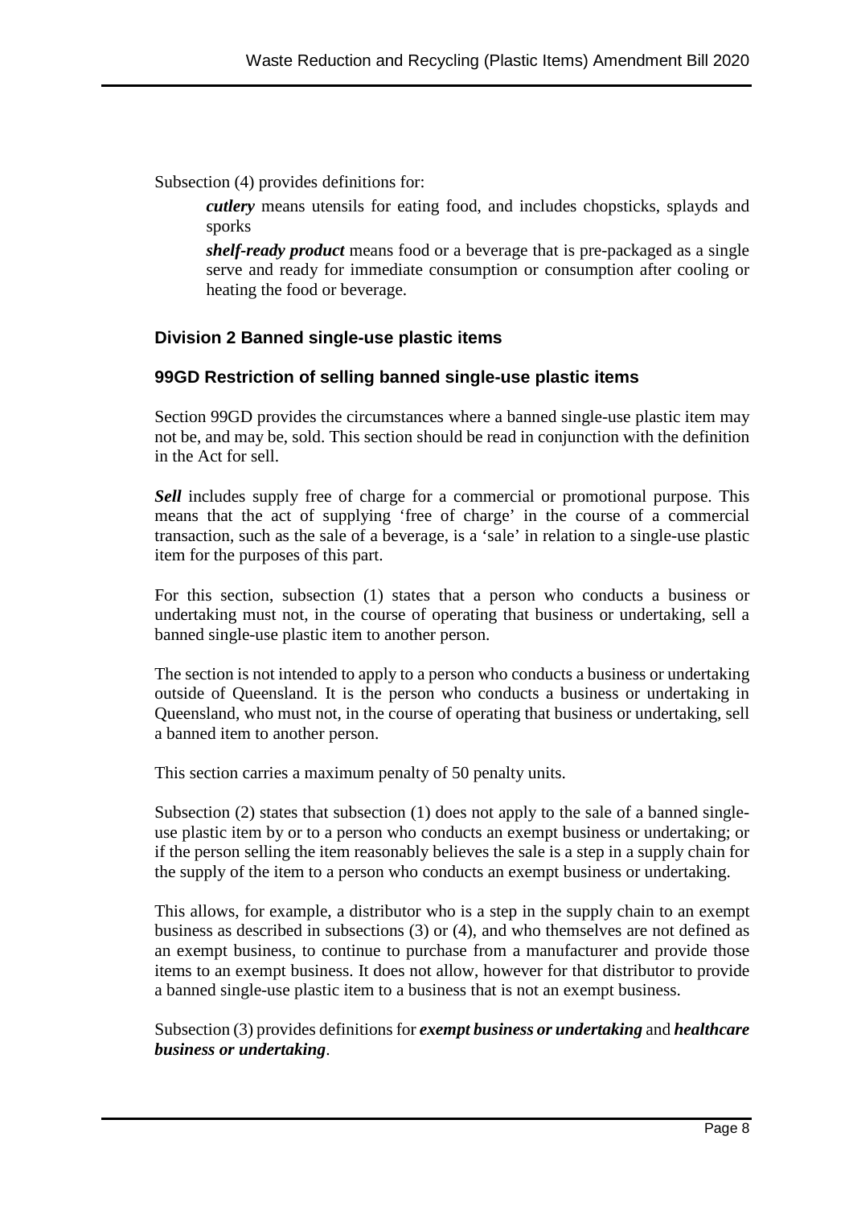Subsection (4) provides definitions for:

> ***cutlery*** means utensils for eating food, and includes chopsticks, splayds and sporks
>
> ***shelf-ready product*** means food or a beverage that is pre-packaged as a single serve and ready for immediate consumption or consumption after cooling or heating the food or beverage.

### Division 2 Banned single-use plastic items

### 99GD Restriction of selling banned single-use plastic items

Section 99GD provides the circumstances where a banned single-use plastic item may not be, and may be, sold. This section should be read in conjunction with the definition in the Act for sell.

***Sell*** includes supply free of charge for a commercial or promotional purpose. This means that the act of supplying 'free of charge' in the course of a commercial transaction, such as the sale of a beverage, is a 'sale' in relation to a single-use plastic item for the purposes of this part.

For this section, subsection (1) states that a person who conducts a business or undertaking must not, in the course of operating that business or undertaking, sell a banned single-use plastic item to another person.

The section is not intended to apply to a person who conducts a business or undertaking outside of Queensland. It is the person who conducts a business or undertaking in Queensland, who must not, in the course of operating that business or undertaking, sell a banned item to another person.

This section carries a maximum penalty of 50 penalty units.

Subsection (2) states that subsection (1) does not apply to the sale of a banned single-use plastic item by or to a person who conducts an exempt business or undertaking; or if the person selling the item reasonably believes the sale is a step in a supply chain for the supply of the item to a person who conducts an exempt business or undertaking.

This allows, for example, a distributor who is a step in the supply chain to an exempt business as described in subsections (3) or (4), and who themselves are not defined as an exempt business, to continue to purchase from a manufacturer and provide those items to an exempt business. It does not allow, however for that distributor to provide a banned single-use plastic item to a business that is not an exempt business.

Subsection (3) provides definitions for ***exempt business or undertaking*** and ***healthcare business or undertaking***.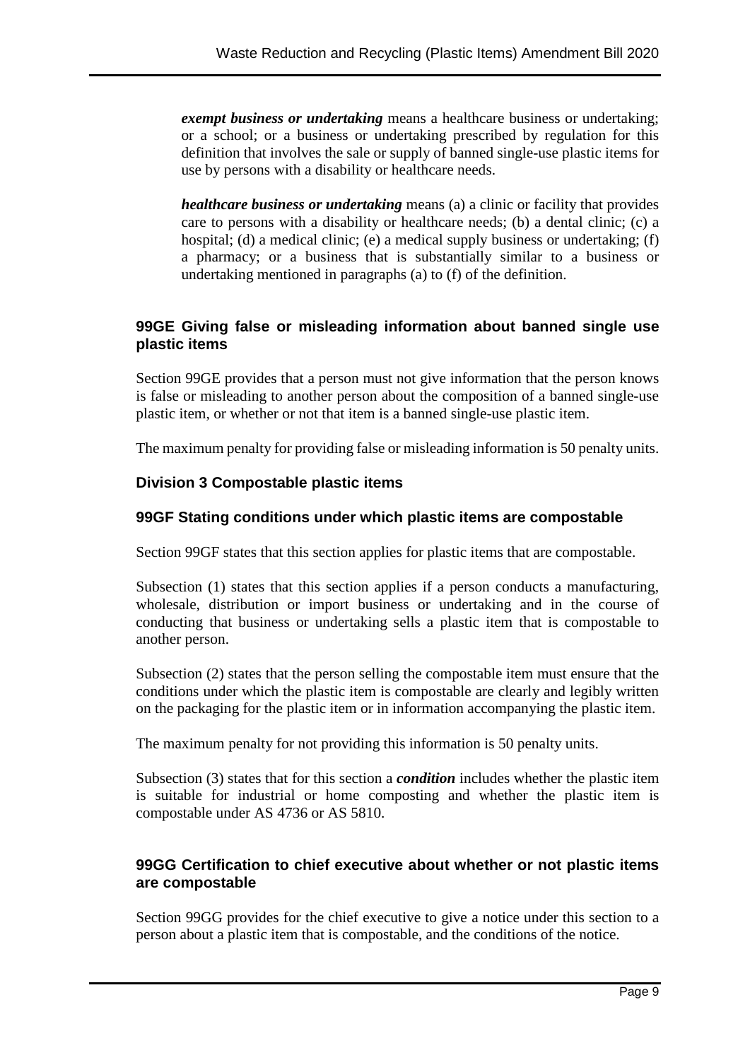***exempt business or undertaking*** means a healthcare business or undertaking; or a school; or a business or undertaking prescribed by regulation for this definition that involves the sale or supply of banned single-use plastic items for use by persons with a disability or healthcare needs.

***healthcare business or undertaking*** means (a) a clinic or facility that provides care to persons with a disability or healthcare needs; (b) a dental clinic; (c) a hospital; (d) a medical clinic; (e) a medical supply business or undertaking; (f) a pharmacy; or a business that is substantially similar to a business or undertaking mentioned in paragraphs (a) to (f) of the definition.

### 99GE Giving false or misleading information about banned single use plastic items

Section 99GE provides that a person must not give information that the person knows is false or misleading to another person about the composition of a banned single-use plastic item, or whether or not that item is a banned single-use plastic item.

The maximum penalty for providing false or misleading information is 50 penalty units.

### Division 3 Compostable plastic items

### 99GF Stating conditions under which plastic items are compostable

Section 99GF states that this section applies for plastic items that are compostable.

Subsection (1) states that this section applies if a person conducts a manufacturing, wholesale, distribution or import business or undertaking and in the course of conducting that business or undertaking sells a plastic item that is compostable to another person.

Subsection (2) states that the person selling the compostable item must ensure that the conditions under which the plastic item is compostable are clearly and legibly written on the packaging for the plastic item or in information accompanying the plastic item.

The maximum penalty for not providing this information is 50 penalty units.

Subsection (3) states that for this section a ***condition*** includes whether the plastic item is suitable for industrial or home composting and whether the plastic item is compostable under AS 4736 or AS 5810.

### 99GG Certification to chief executive about whether or not plastic items are compostable

Section 99GG provides for the chief executive to give a notice under this section to a person about a plastic item that is compostable, and the conditions of the notice.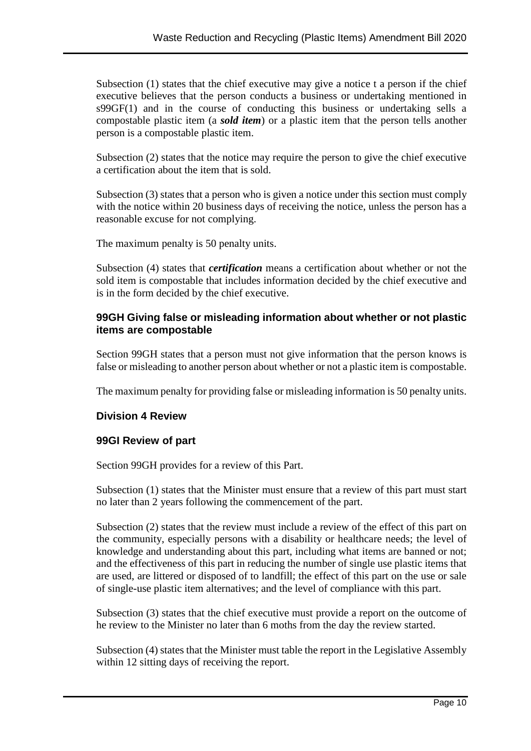Subsection (1) states that the chief executive may give a notice t a person if the chief executive believes that the person conducts a business or undertaking mentioned in s99GF(1) and in the course of conducting this business or undertaking sells a compostable plastic item (a ***sold item***) or a plastic item that the person tells another person is a compostable plastic item.

Subsection (2) states that the notice may require the person to give the chief executive a certification about the item that is sold.

Subsection (3) states that a person who is given a notice under this section must comply with the notice within 20 business days of receiving the notice, unless the person has a reasonable excuse for not complying.

The maximum penalty is 50 penalty units.

Subsection (4) states that ***certification*** means a certification about whether or not the sold item is compostable that includes information decided by the chief executive and is in the form decided by the chief executive.

### 99GH Giving false or misleading information about whether or not plastic items are compostable

Section 99GH states that a person must not give information that the person knows is false or misleading to another person about whether or not a plastic item is compostable.

The maximum penalty for providing false or misleading information is 50 penalty units.

### Division 4 Review

### 99GI Review of part

Section 99GH provides for a review of this Part.

Subsection (1) states that the Minister must ensure that a review of this part must start no later than 2 years following the commencement of the part.

Subsection (2) states that the review must include a review of the effect of this part on the community, especially persons with a disability or healthcare needs; the level of knowledge and understanding about this part, including what items are banned or not; and the effectiveness of this part in reducing the number of single use plastic items that are used, are littered or disposed of to landfill; the effect of this part on the use or sale of single-use plastic item alternatives; and the level of compliance with this part.

Subsection (3) states that the chief executive must provide a report on the outcome of he review to the Minister no later than 6 moths from the day the review started.

Subsection (4) states that the Minister must table the report in the Legislative Assembly within 12 sitting days of receiving the report.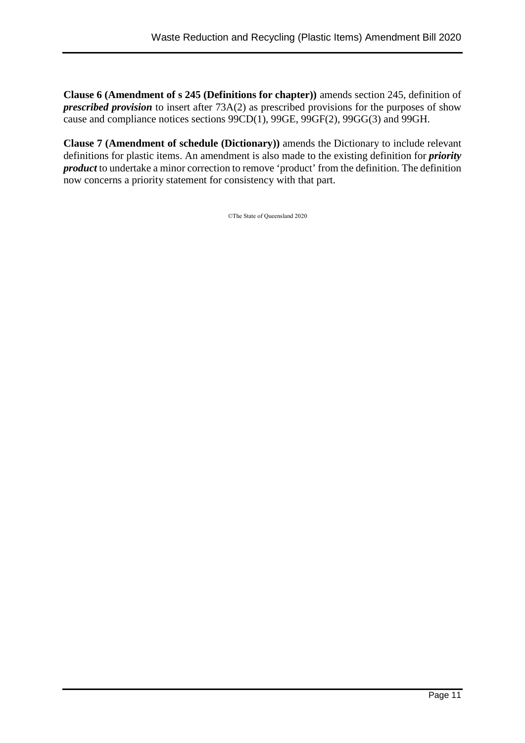**Clause 6 (Amendment of s 245 (Definitions for chapter))** amends section 245, definition of ***prescribed provision*** to insert after 73A(2) as prescribed provisions for the purposes of show cause and compliance notices sections 99CD(1), 99GE, 99GF(2), 99GG(3) and 99GH.

**Clause 7 (Amendment of schedule (Dictionary))** amends the Dictionary to include relevant definitions for plastic items. An amendment is also made to the existing definition for ***priority product*** to undertake a minor correction to remove 'product' from the definition. The definition now concerns a priority statement for consistency with that part.

©The State of Queensland 2020